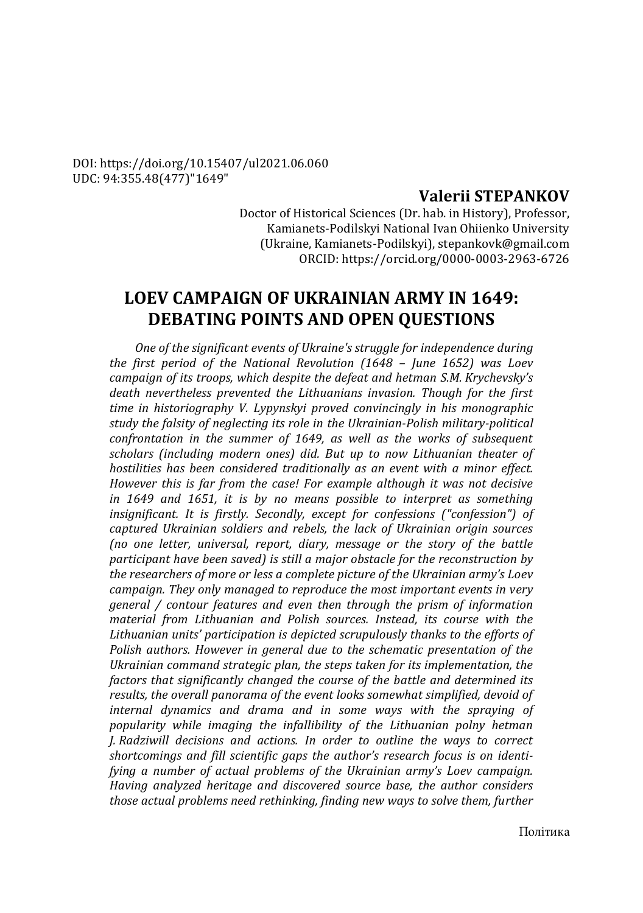DOI: https://doi.org/10.15407/ul2021.06.060
UDC: 94:355.48(477)"1649"

**Valerii STEPANKOV**

Doctor of Historical Sciences (Dr. hab. in History), Professor,
Kamianets-Podilskyi National Ivan Ohiienko University
(Ukraine, Kamianets-Podilskyi), stepankovk@gmail.com
ORCID: https://orcid.org/0000-0003-2963-6726

# LOEV CAMPAIGN OF UKRAINIAN ARMY IN 1649: DEBATING POINTS AND OPEN QUESTIONS

*One of the significant events of Ukraine's struggle for independence during the first period of the National Revolution (1648 – June 1652) was Loev campaign of its troops, which despite the defeat and hetman S.M. Krychevsky's death nevertheless prevented the Lithuanians invasion. Though for the first time in historiography V. Lypynskyi proved convincingly in his monographic study the falsity of neglecting its role in the Ukrainian-Polish military-political confrontation in the summer of 1649, as well as the works of subsequent scholars (including modern ones) did. But up to now Lithuanian theater of hostilities has been considered traditionally as an event with a minor effect. However this is far from the case! For example although it was not decisive in 1649 and 1651, it is by no means possible to interpret as something insignificant. It is firstly. Secondly, except for confessions ("confession") of captured Ukrainian soldiers and rebels, the lack of Ukrainian origin sources (no one letter, universal, report, diary, message or the story of the battle participant have been saved) is still a major obstacle for the reconstruction by the researchers of more or less a complete picture of the Ukrainian army's Loev campaign. They only managed to reproduce the most important events in very general / contour features and even then through the prism of information material from Lithuanian and Polish sources. Instead, its course with the Lithuanian units' participation is depicted scrupulously thanks to the efforts of Polish authors. However in general due to the schematic presentation of the Ukrainian command strategic plan, the steps taken for its implementation, the factors that significantly changed the course of the battle and determined its results, the overall panorama of the event looks somewhat simplified, devoid of internal dynamics and drama and in some ways with the spraying of popularity while imaging the infallibility of the Lithuanian polny hetman J. Radziwill decisions and actions. In order to outline the ways to correct shortcomings and fill scientific gaps the author's research focus is on identifying a number of actual problems of the Ukrainian army's Loev campaign. Having analyzed heritage and discovered source base, the author considers those actual problems need rethinking, finding new ways to solve them, further*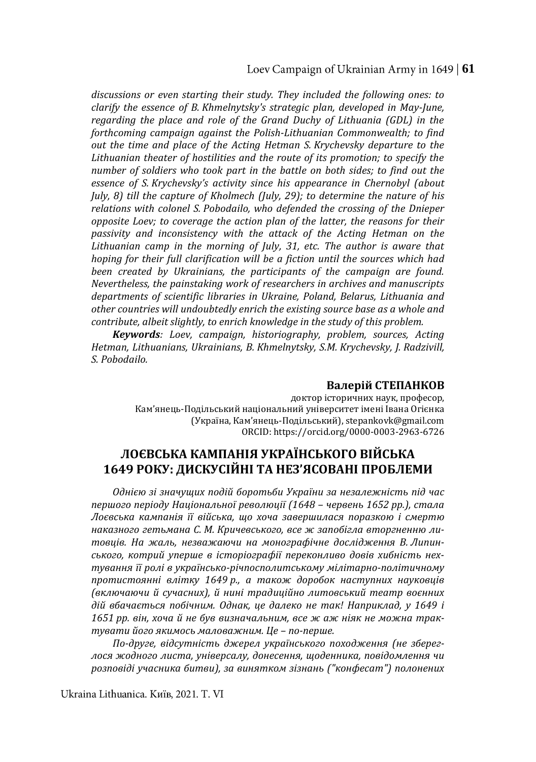*discussions or even starting their study. They included the following ones: to clarify the essence of B. Khmelnytsky's strategic plan, developed in May-June, regarding the place and role of the Grand Duchy of Lithuania (GDL) in the forthcoming campaign against the Polish-Lithuanian Commonwealth; to find out the time and place of the Acting Hetman S. Krychevsky departure to the Lithuanian theater of hostilities and the route of its promotion; to specify the number of soldiers who took part in the battle on both sides; to find out the essence of S. Krychevsky's activity since his appearance in Chernobyl (about July, 8) till the capture of Kholmech (July, 29); to determine the nature of his relations with colonel S. Pobodailo, who defended the crossing of the Dnieper opposite Loev; to coverage the action plan of the latter, the reasons for their passivity and inconsistency with the attack of the Acting Hetman on the Lithuanian camp in the morning of July, 31, etc. The author is aware that hoping for their full clarification will be a fiction until the sources which had been created by Ukrainians, the participants of the campaign are found. Nevertheless, the painstaking work of researchers in archives and manuscripts departments of scientific libraries in Ukraine, Poland, Belarus, Lithuania and other countries will undoubtedly enrich the existing source base as a whole and contribute, albeit slightly, to enrich knowledge in the study of this problem.*

***Keywords**: Loev, campaign, historiography, problem, sources, Acting Hetman, Lithuanians, Ukrainians, B. Khmelnytsky, S.M. Krychevsky, J. Radzivill, S. Pobodailo.*

**Валерій СТЕПАНКОВ**
доктор історичних наук, професор,
Кам'янець-Подільський національний університет імені Івана Огієнка
(Україна, Кам'янець-Подільський), stepankovk@gmail.com
ORCID: https://orcid.org/0000-0003-2963-6726

## ЛОЄВСЬКА КАМПАНІЯ УКРАЇНСЬКОГО ВІЙСЬКА 1649 РОКУ: ДИСКУСІЙНІ ТА НЕЗ'ЯСОВАНІ ПРОБЛЕМИ

*Однією зі значущих подій боротьби України за незалежність під час першого періоду Національної революції (1648 – червень 1652 рр.), стала Лоєвська кампанія її війська, що хоча завершилася поразкою і смертю наказного гетьмана С. М. Кричевського, все ж запобігла вторгненню литовців. На жаль, незважаючи на монографічне дослідження В. Липинського, котрий уперше в історіографії переконливо довів хибність нехтування її ролі в українсько-річпосполитському мілітарно-політичному протистоянні влітку 1649 р., а також доробок наступних науковців (включаючи й сучасних), й нині традиційно литовський театр воєнних дій вбачається побічним. Однак, це далеко не так! Наприклад, у 1649 і 1651 рр. він, хоча й не був визначальним, все ж аж ніяк не можна трактувати його якимось маловажним. Це – по-перше.*

*По-друге, відсутність джерел українського походження (не збереглося жодного листа, універсалу, донесення, щоденника, повідомлення чи розповіді учасника битви), за винятком зізнань ("конфесат") полонених*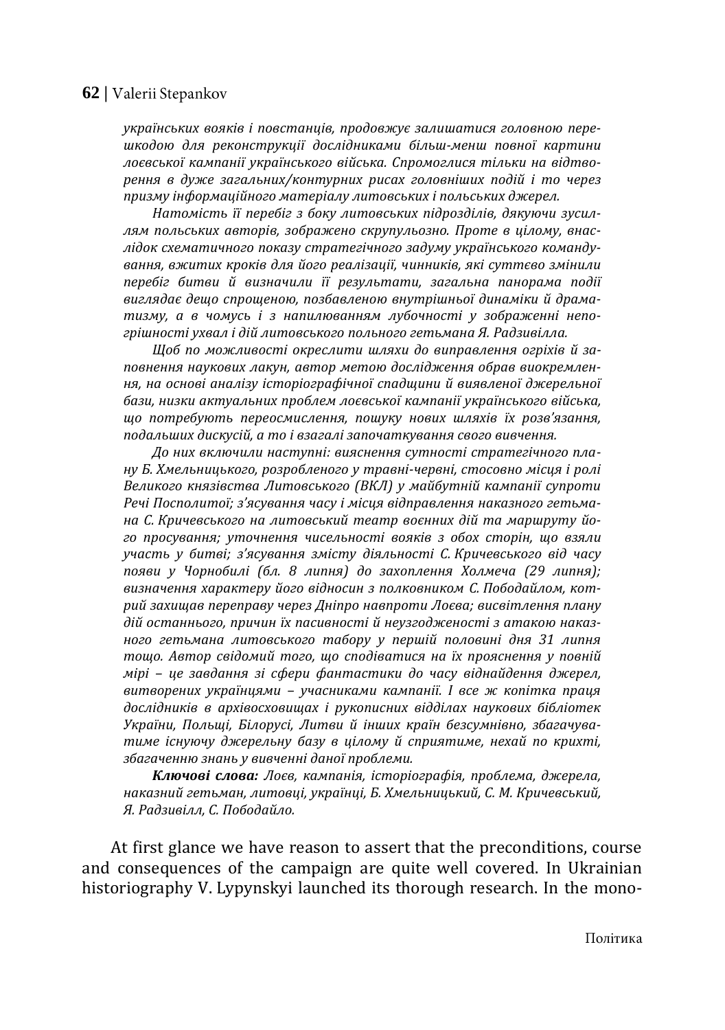*українських вояків і повстанців, продовжує залишатися головною перешкодою для реконструкції дослідниками більш-менш повної картини лоєвської кампанії українського війська. Спромоглися тільки на відтворення в дуже загальних/контурних рисах головніших подій і то через призму інформаційного матеріалу литовських і польських джерел.*

*Натомість її перебіг з боку литовських підрозділів, дякуючи зусиллям польських авторів, зображено скрупульозно. Проте в цілому, внаслідок схематичного показу стратегічного задуму українського командування, вжитих кроків для його реалізації, чинників, які суттєво змінили перебіг битви й визначили її результати, загальна панорама події виглядає дещо спрощеною, позбавленою внутрішньої динаміки й драматизму, а в чомусь і з напилюванням лубочності у зображенні непогрішності ухвал і дій литовського польного гетьмана Я. Радзивілла.*

*Щоб по можливості окреслити шляхи до виправлення огріхів й заповнення наукових лакун, автор метою дослідження обрав виокремлення, на основі аналізу історіографічної спадщини й виявленої джерельної бази, низки актуальних проблем лоєвської кампанії українського війська, що потребують переосмислення, пошуку нових шляхів їх розв'язання, подальших дискусій, а то і взагалі започаткування свого вивчення.*

*До них включили наступні: вияснення сутності стратегічного плану Б. Хмельницького, розробленого у травні-червні, стосовно місця і ролі Великого князівства Литовського (ВКЛ) у майбутній кампанії супроти Речі Посполитої; з'ясування часу і місця відправлення наказного гетьмана С. Кричевського на литовський театр воєнних дій та маршруту його просування; уточнення чисельності вояків з обох сторін, що взяли участь у битві; з'ясування змісту діяльності С. Кричевського від часу появи у Чорнобилі (бл. 8 липня) до захоплення Холмеча (29 липня); визначення характеру його відносин з полковником С. Пободайлом, котрий захищав переправу через Дніпро навпроти Лоєва; висвітлення плану дій останнього, причин їх пасивності й неузгодженості з атакою наказного гетьмана литовського табору у першій половині дня 31 липня тощо. Автор свідомий того, що сподіватися на їх прояснення у повній мірі – це завдання зі сфери фантастики до часу віднайдення джерел, витворених українцями – учасниками кампанії. І все ж копітка праця дослідників в архівосховищах і рукописних відділах наукових бібліотек України, Польщі, Білорусі, Литви й інших країн безсумнівно, збагачуватиме існуючу джерельну базу в цілому й сприятиме, нехай по крихті, збагаченню знань у вивченні даної проблеми.*

***Ключові слова:*** *Лоєв, кампанія, історіографія, проблема, джерела, наказний гетьман, литовці, українці, Б. Хмельницький, С. М. Кричевський, Я. Радзивілл, С. Пободайло.*

At first glance we have reason to assert that the preconditions, course and consequences of the campaign are quite well covered. In Ukrainian historiography V. Lypynskyi launched its thorough research. In the mono-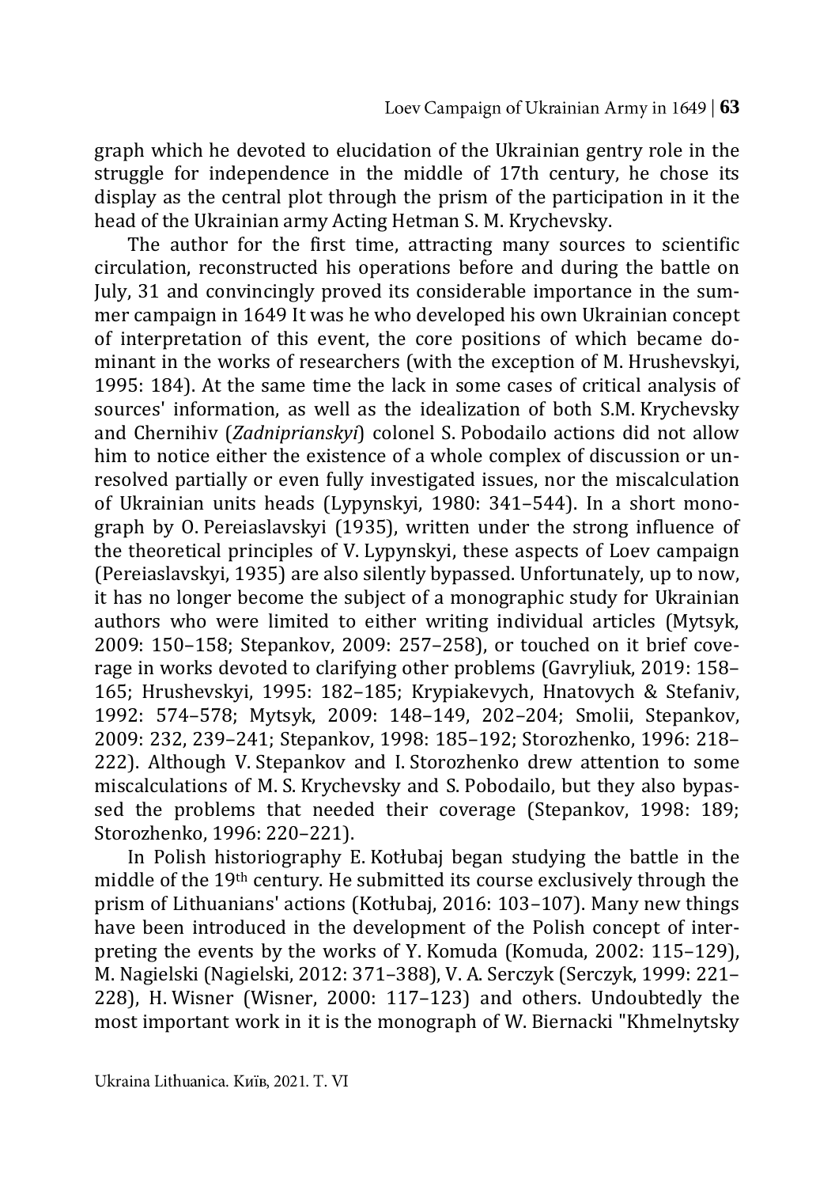graph which he devoted to elucidation of the Ukrainian gentry role in the struggle for independence in the middle of 17th century, he chose its display as the central plot through the prism of the participation in it the head of the Ukrainian army Acting Hetman S. M. Krychevsky.

The author for the first time, attracting many sources to scientific circulation, reconstructed his operations before and during the battle on July, 31 and convincingly proved its considerable importance in the summer campaign in 1649 It was he who developed his own Ukrainian concept of interpretation of this event, the core positions of which became dominant in the works of researchers (with the exception of M. Hrushevskyi, 1995: 184). At the same time the lack in some cases of critical analysis of sources' information, as well as the idealization of both S.M. Krychevsky and Chernihiv (*Zadniprianskyi*) colonel S. Pobodailo actions did not allow him to notice either the existence of a whole complex of discussion or unresolved partially or even fully investigated issues, nor the miscalculation of Ukrainian units heads (Lypynskyi, 1980: 341–544). In a short monograph by O. Pereiaslavskyi (1935), written under the strong influence of the theoretical principles of V. Lypynskyi, these aspects of Loev campaign (Pereiaslavskyi, 1935) are also silently bypassed. Unfortunately, up to now, it has no longer become the subject of a monographic study for Ukrainian authors who were limited to either writing individual articles (Mytsyk, 2009: 150–158; Stepankov, 2009: 257–258), or touched on it brief coverage in works devoted to clarifying other problems (Gavryliuk, 2019: 158–165; Hrushevskyi, 1995: 182–185; Krypiakevych, Hnatovych & Stefaniv, 1992: 574–578; Mytsyk, 2009: 148–149, 202–204; Smolii, Stepankov, 2009: 232, 239–241; Stepankov, 1998: 185–192; Storozhenko, 1996: 218–222). Although V. Stepankov and I. Storozhenko drew attention to some miscalculations of M. S. Krychevsky and S. Pobodailo, but they also bypassed the problems that needed their coverage (Stepankov, 1998: 189; Storozhenko, 1996: 220–221).

In Polish historiography E. Kotłubaj began studying the battle in the middle of the 19th century. He submitted its course exclusively through the prism of Lithuanians' actions (Kotłubaj, 2016: 103–107). Many new things have been introduced in the development of the Polish concept of interpreting the events by the works of Y. Komuda (Komuda, 2002: 115–129), M. Nagielski (Nagielski, 2012: 371–388), V. A. Serczyk (Serczyk, 1999: 221–228), H. Wisner (Wisner, 2000: 117–123) and others. Undoubtedly the most important work in it is the monograph of W. Biernacki "Khmelnytsky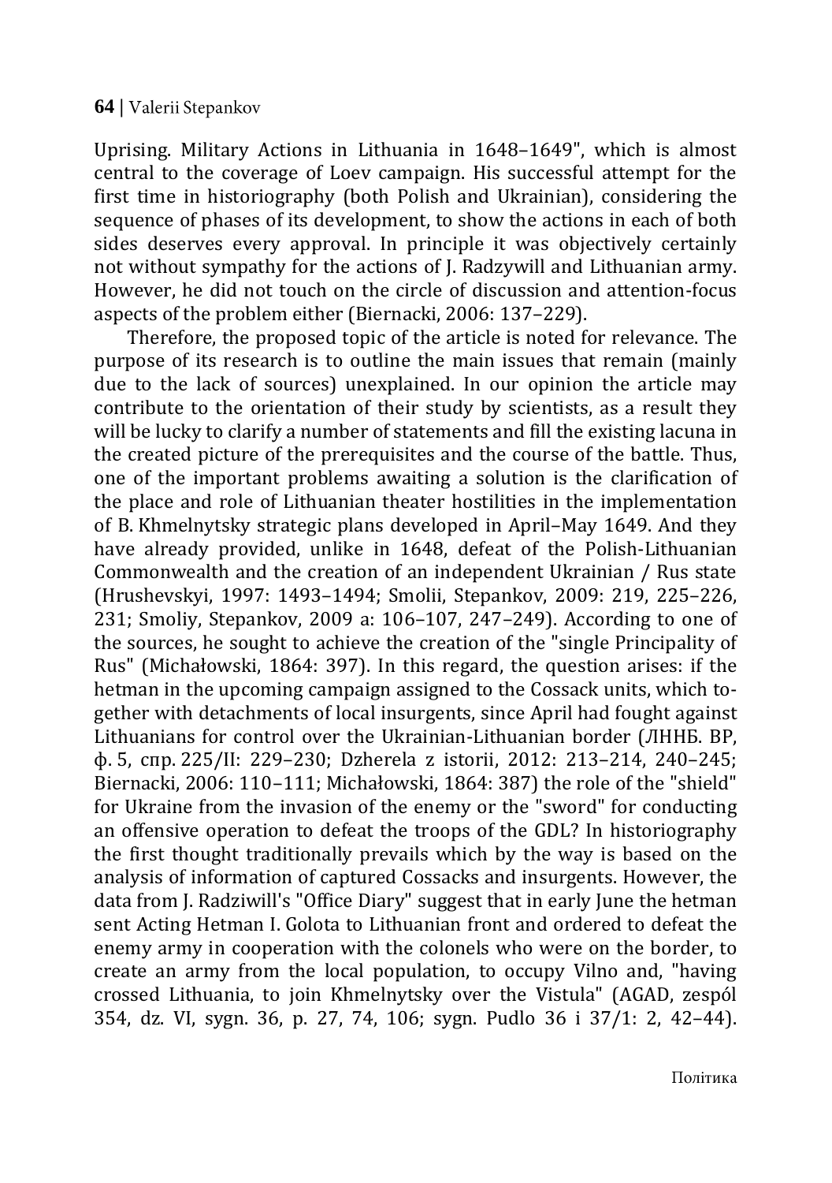Uprising. Military Actions in Lithuania in 1648–1649", which is almost central to the coverage of Loev campaign. His successful attempt for the first time in historiography (both Polish and Ukrainian), considering the sequence of phases of its development, to show the actions in each of both sides deserves every approval. In principle it was objectively certainly not without sympathy for the actions of J. Radzywill and Lithuanian army. However, he did not touch on the circle of discussion and attention-focus aspects of the problem either (Biernacki, 2006: 137–229).

Therefore, the proposed topic of the article is noted for relevance. The purpose of its research is to outline the main issues that remain (mainly due to the lack of sources) unexplained. In our opinion the article may contribute to the orientation of their study by scientists, as a result they will be lucky to clarify a number of statements and fill the existing lacuna in the created picture of the prerequisites and the course of the battle. Thus, one of the important problems awaiting a solution is the clarification of the place and role of Lithuanian theater hostilities in the implementation of B. Khmelnytsky strategic plans developed in April–May 1649. And they have already provided, unlike in 1648, defeat of the Polish-Lithuanian Commonwealth and the creation of an independent Ukrainian / Rus state (Hrushevskyi, 1997: 1493–1494; Smolii, Stepankov, 2009: 219, 225–226, 231; Smoliy, Stepankov, 2009 a: 106–107, 247–249). According to one of the sources, he sought to achieve the creation of the "single Principality of Rus" (Michałowski, 1864: 397). In this regard, the question arises: if the hetman in the upcoming campaign assigned to the Cossack units, which together with detachments of local insurgents, since April had fought against Lithuanians for control over the Ukrainian-Lithuanian border (ЛННБ. ВР, ф. 5, спр. 225/II: 229–230; Dzherela z istorii, 2012: 213–214, 240–245; Biernacki, 2006: 110–111; Michałowski, 1864: 387) the role of the "shield" for Ukraine from the invasion of the enemy or the "sword" for conducting an offensive operation to defeat the troops of the GDL? In historiography the first thought traditionally prevails which by the way is based on the analysis of information of captured Cossacks and insurgents. However, the data from J. Radziwill's "Office Diary" suggest that in early June the hetman sent Acting Hetman I. Golota to Lithuanian front and ordered to defeat the enemy army in cooperation with the colonels who were on the border, to create an army from the local population, to occupy Vilno and, "having crossed Lithuania, to join Khmelnytsky over the Vistula" (AGAD, zespól 354, dz. VI, sygn. 36, p. 27, 74, 106; sygn. Pudlo 36 i 37/1: 2, 42–44).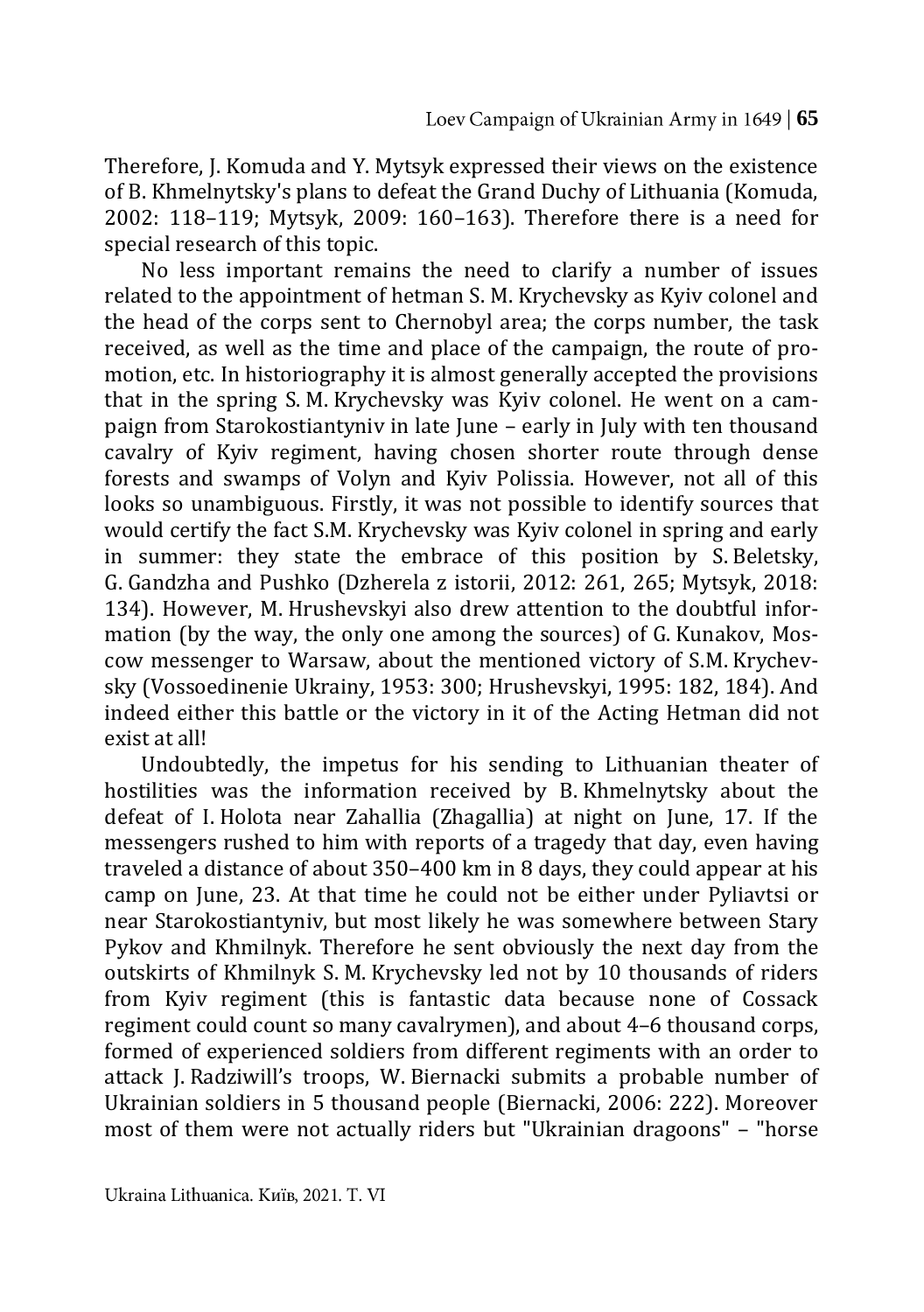Therefore, J. Komuda and Y. Mytsyk expressed their views on the existence of B. Khmelnytsky's plans to defeat the Grand Duchy of Lithuania (Komuda, 2002: 118–119; Mytsyk, 2009: 160–163). Therefore there is a need for special research of this topic.

No less important remains the need to clarify a number of issues related to the appointment of hetman S. M. Krychevsky as Kyiv colonel and the head of the corps sent to Chernobyl area; the corps number, the task received, as well as the time and place of the campaign, the route of promotion, etc. In historiography it is almost generally accepted the provisions that in the spring S. M. Krychevsky was Kyiv colonel. He went on a campaign from Starokostiantyniv in late June – early in July with ten thousand cavalry of Kyiv regiment, having chosen shorter route through dense forests and swamps of Volyn and Kyiv Polissia. However, not all of this looks so unambiguous. Firstly, it was not possible to identify sources that would certify the fact S.M. Krychevsky was Kyiv colonel in spring and early in summer: they state the embrace of this position by S. Beletsky, G. Gandzha and Pushko (Dzherela z istorii, 2012: 261, 265; Mytsyk, 2018: 134). However, M. Hrushevskyi also drew attention to the doubtful information (by the way, the only one among the sources) of G. Kunakov, Moscow messenger to Warsaw, about the mentioned victory of S.M. Krychevsky (Vossoedinenie Ukrainy, 1953: 300; Hrushevskyi, 1995: 182, 184). And indeed either this battle or the victory in it of the Acting Hetman did not exist at all!

Undoubtedly, the impetus for his sending to Lithuanian theater of hostilities was the information received by B. Khmelnytsky about the defeat of I. Holota near Zahallia (Zhagallia) at night on June, 17. If the messengers rushed to him with reports of a tragedy that day, even having traveled a distance of about 350–400 km in 8 days, they could appear at his camp on June, 23. At that time he could not be either under Pyliavtsi or near Starokostiantyniv, but most likely he was somewhere between Stary Pykov and Khmilnyk. Therefore he sent obviously the next day from the outskirts of Khmilnyk S. M. Krychevsky led not by 10 thousands of riders from Kyiv regiment (this is fantastic data because none of Cossack regiment could count so many cavalrymen), and about 4–6 thousand corps, formed of experienced soldiers from different regiments with an order to attack J. Radziwill's troops, W. Biernacki submits a probable number of Ukrainian soldiers in 5 thousand people (Biernacki, 2006: 222). Moreover most of them were not actually riders but "Ukrainian dragoons" – "horse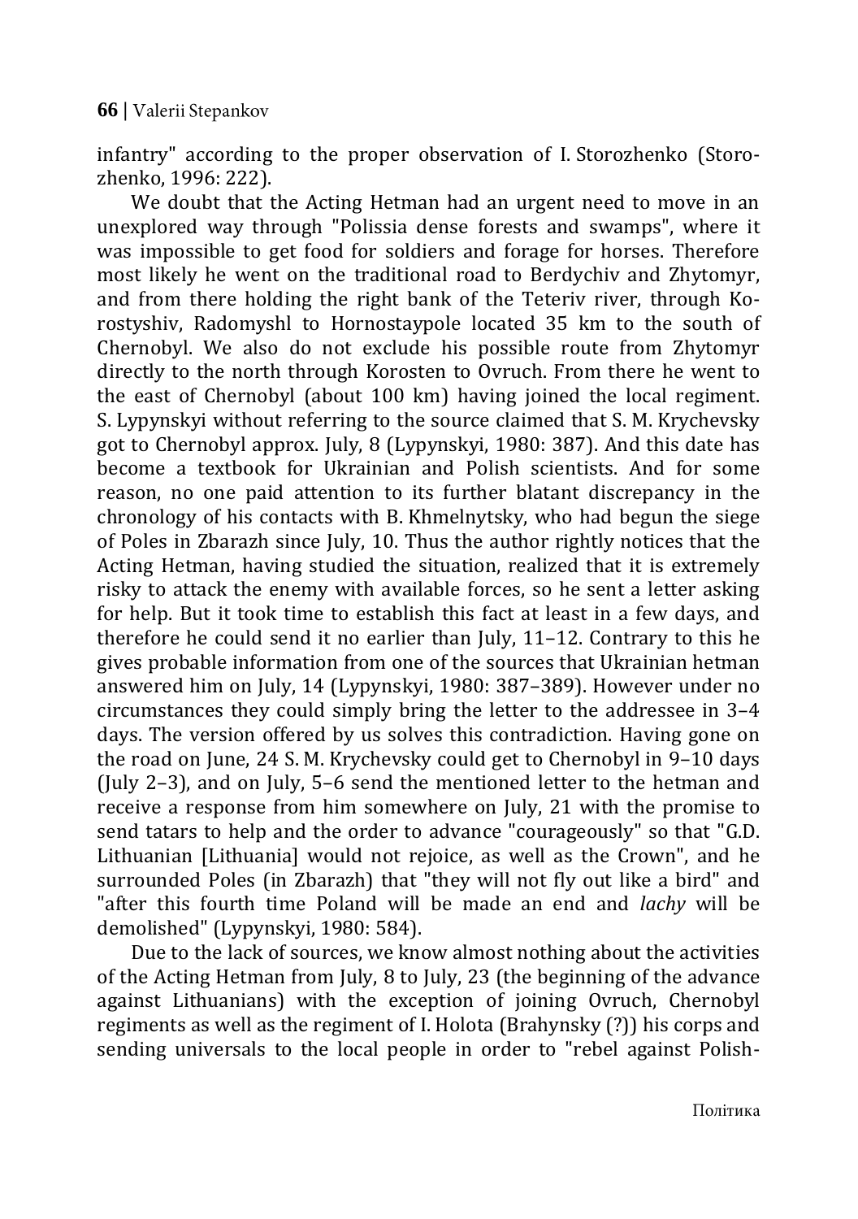infantry" according to the proper observation of I. Storozhenko (Storozhenko, 1996: 222).

We doubt that the Acting Hetman had an urgent need to move in an unexplored way through "Polissia dense forests and swamps", where it was impossible to get food for soldiers and forage for horses. Therefore most likely he went on the traditional road to Berdychiv and Zhytomyr, and from there holding the right bank of the Teteriv river, through Korostyshiv, Radomyshl to Hornostaypole located 35 km to the south of Chernobyl. We also do not exclude his possible route from Zhytomyr directly to the north through Korosten to Ovruch. From there he went to the east of Chernobyl (about 100 km) having joined the local regiment. S. Lypynskyi without referring to the source claimed that S. M. Krychevsky got to Chernobyl approx. July, 8 (Lypynskyi, 1980: 387). And this date has become a textbook for Ukrainian and Polish scientists. And for some reason, no one paid attention to its further blatant discrepancy in the chronology of his contacts with B. Khmelnytsky, who had begun the siege of Poles in Zbarazh since July, 10. Thus the author rightly notices that the Acting Hetman, having studied the situation, realized that it is extremely risky to attack the enemy with available forces, so he sent a letter asking for help. But it took time to establish this fact at least in a few days, and therefore he could send it no earlier than July, 11–12. Contrary to this he gives probable information from one of the sources that Ukrainian hetman answered him on July, 14 (Lypynskyi, 1980: 387–389). However under no circumstances they could simply bring the letter to the addressee in 3–4 days. The version offered by us solves this contradiction. Having gone on the road on June, 24 S. M. Krychevsky could get to Chernobyl in 9–10 days (July 2–3), and on July, 5–6 send the mentioned letter to the hetman and receive a response from him somewhere on July, 21 with the promise to send tatars to help and the order to advance "courageously" so that "G.D. Lithuanian [Lithuania] would not rejoice, as well as the Crown", and he surrounded Poles (in Zbarazh) that "they will not fly out like a bird" and "after this fourth time Poland will be made an end and *lachy* will be demolished" (Lypynskyi, 1980: 584).

Due to the lack of sources, we know almost nothing about the activities of the Acting Hetman from July, 8 to July, 23 (the beginning of the advance against Lithuanians) with the exception of joining Ovruch, Chernobyl regiments as well as the regiment of I. Holota (Brahynsky (?)) his corps and sending universals to the local people in order to "rebel against Polish-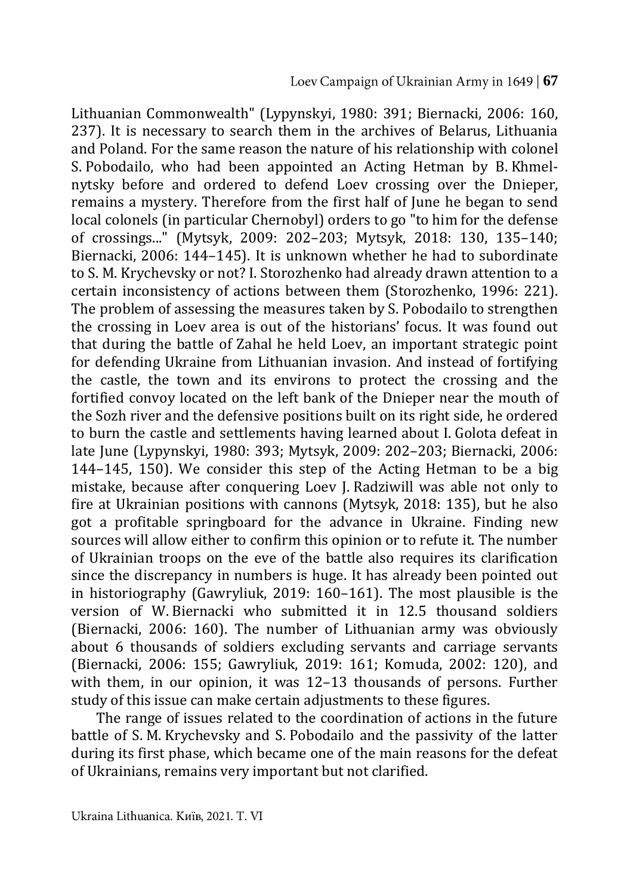Lithuanian Commonwealth" (Lypynskyi, 1980: 391; Biernacki, 2006: 160, 237). It is necessary to search them in the archives of Belarus, Lithuania and Poland. For the same reason the nature of his relationship with colonel S. Pobodailo, who had been appointed an Acting Hetman by B. Khmelnytsky before and ordered to defend Loev crossing over the Dnieper, remains a mystery. Therefore from the first half of June he began to send local colonels (in particular Chernobyl) orders to go "to him for the defense of crossings..." (Mytsyk, 2009: 202–203; Mytsyk, 2018: 130, 135–140; Biernacki, 2006: 144–145). It is unknown whether he had to subordinate to S. M. Krychevsky or not? I. Storozhenko had already drawn attention to a certain inconsistency of actions between them (Storozhenko, 1996: 221). The problem of assessing the measures taken by S. Pobodailo to strengthen the crossing in Loev area is out of the historians' focus. It was found out that during the battle of Zahal he held Loev, an important strategic point for defending Ukraine from Lithuanian invasion. And instead of fortifying the castle, the town and its environs to protect the crossing and the fortified convoy located on the left bank of the Dnieper near the mouth of the Sozh river and the defensive positions built on its right side, he ordered to burn the castle and settlements having learned about I. Golota defeat in late June (Lypynskyi, 1980: 393; Mytsyk, 2009: 202–203; Biernacki, 2006: 144–145, 150). We consider this step of the Acting Hetman to be a big mistake, because after conquering Loev J. Radziwill was able not only to fire at Ukrainian positions with cannons (Mytsyk, 2018: 135), but he also got a profitable springboard for the advance in Ukraine. Finding new sources will allow either to confirm this opinion or to refute it. The number of Ukrainian troops on the eve of the battle also requires its clarification since the discrepancy in numbers is huge. It has already been pointed out in historiography (Gawryliuk, 2019: 160–161). The most plausible is the version of W. Biernacki who submitted it in 12.5 thousand soldiers (Biernacki, 2006: 160). The number of Lithuanian army was obviously about 6 thousands of soldiers excluding servants and carriage servants (Biernacki, 2006: 155; Gawryliuk, 2019: 161; Komuda, 2002: 120), and with them, in our opinion, it was 12–13 thousands of persons. Further study of this issue can make certain adjustments to these figures.

The range of issues related to the coordination of actions in the future battle of S. M. Krychevsky and S. Pobodailo and the passivity of the latter during its first phase, which became one of the main reasons for the defeat of Ukrainians, remains very important but not clarified.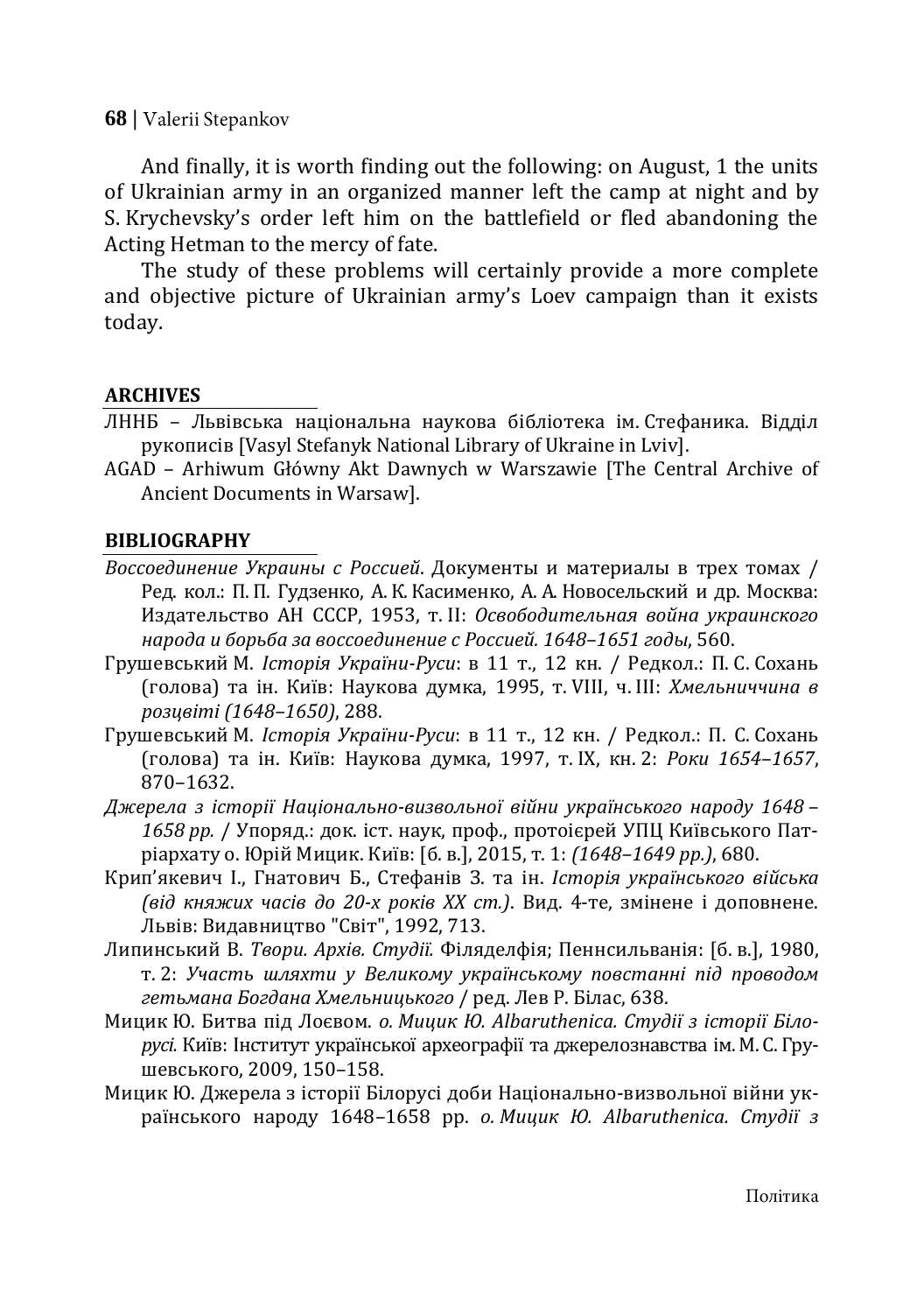And finally, it is worth finding out the following: on August, 1 the units of Ukrainian army in an organized manner left the camp at night and by S. Krychevsky's order left him on the battlefield or fled abandoning the Acting Hetman to the mercy of fate.

The study of these problems will certainly provide a more complete and objective picture of Ukrainian army's Loev campaign than it exists today.

**ARCHIVES**

ЛННБ – Львівська національна наукова бібліотека ім. Стефаника. Відділ рукописів [Vasyl Stefanyk National Library of Ukraine in Lviv].

AGAD – Arhiwum Główny Akt Dawnych w Warszawie [The Central Archive of Ancient Documents in Warsaw].

**BIBLIOGRAPHY**

*Воссоединение Украины с Россией*. Документы и материалы в трех томах / Ред. кол.: П. П. Гудзенко, А. К. Касименко, А. А. Новосельский и др. Москва: Издательство АН СССР, 1953, т. II: *Освободительная война украинского народа и борьба за воссоединение с Россией. 1648–1651 годы*, 560.

Грушевський М. *Історія України-Руси*: в 11 т., 12 кн. / Редкол.: П. С. Сохань (голова) та ін. Київ: Наукова думка, 1995, т. VIII, ч. III: *Хмельниччина в розцвіті (1648–1650)*, 288.

Грушевський М. *Історія України-Руси*: в 11 т., 12 кн. / Редкол.: П. С. Сохань (голова) та ін. Київ: Наукова думка, 1997, т. IX, кн. 2: *Роки 1654–1657*, 870–1632.

*Джерела з історії Національно-визвольної війни українського народу 1648 – 1658 рр.* / Упоряд.: док. іст. наук, проф., протоієрей УПЦ Київського Патріархату о. Юрій Мицик. Київ: [б. в.], 2015, т. 1: *(1648–1649 рр.)*, 680.

Крип'якевич І., Гнатович Б., Стефанів З. та ін. *Історія українського війська (від княжих часів до 20-х років ХХ ст.)*. Вид. 4-те, змінене і доповнене. Львів: Видавництво "Світ", 1992, 713.

Липинський В. *Твори. Архів. Студії.* Філядельфія; Пеннсильванія: [б. в.], 1980, т. 2: *Участь шляхти у Великому українському повстанні під проводом гетьмана Богдана Хмельницького* / ред. Лев Р. Білас, 638.

Мицик Ю. Битва під Лоєвом. *о. Мицик Ю. Albaruthenica. Студії з історії Білорусі.* Київ: Інститут української археографії та джерелознавства ім. М. С. Грушевського, 2009, 150–158.

Мицик Ю. Джерела з історії Білорусі доби Національно-визвольної війни українського народу 1648–1658 рр. *о. Мицик Ю. Albaruthenica. Студії з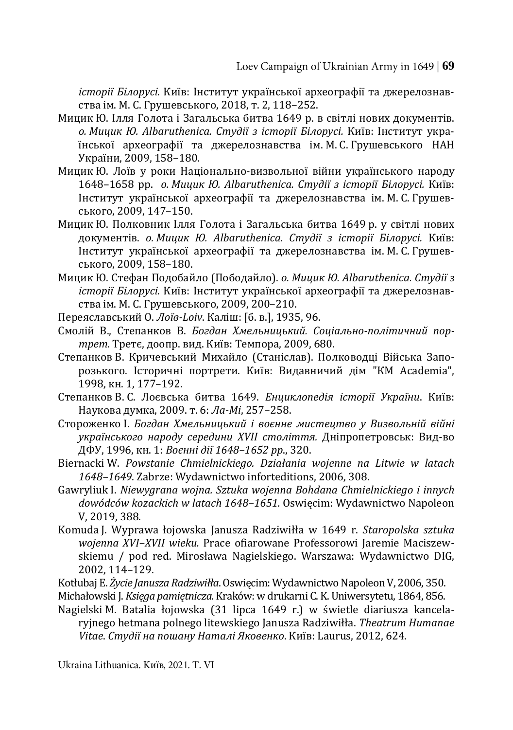*історії Білорусі.* Київ: Інститут української археографії та джерелознавства ім. М. С. Грушевського, 2018, т. 2, 118–252.

Мицик Ю. Ілля Голота і Загальська битва 1649 р. в світлі нових документів. *о. Мицик Ю. Albaruthenica. Студії з історії Білорусі.* Київ: Інститут української археографії та джерелознавства ім. М. С. Грушевського НАН України, 2009, 158–180.

Мицик Ю. Лоїв у роки Національно-визвольної війни українського народу 1648–1658 рр. *о. Мицик Ю. Albaruthenica. Студії з історії Білорусі.* Київ: Інститут української археографії та джерелознавства ім. М. С. Грушевського, 2009, 147–150.

Мицик Ю. Полковник Ілля Голота і Загальська битва 1649 р. у світлі нових документів. *о. Мицик Ю. Albaruthenica. Студії з історії Білорусі.* Київ: Інститут української археографії та джерелознавства ім. М. С. Грушевського, 2009, 158–180.

Мицик Ю. Стефан Подобайло (Пободайло). *о. Мицик Ю. Albaruthenica. Студії з історії Білорусі.* Київ: Інститут української археографії та джерелознавства ім. М. С. Грушевського, 2009, 200–210.

Переяславський О. *Лоїв-Loiv*. Каліш: [б. в.], 1935, 96.

Смолій В., Степанков В. *Богдан Хмельницький. Соціально-політичний портрет.* Третє, доопр. вид. Київ: Темпора, 2009, 680.

Степанков В. Кричевський Михайло (Станіслав). Полководці Війська Запорозького. Історичні портрети. Київ: Видавничий дім "КМ Academia", 1998, кн. 1, 177–192.

Степанков В. С. Лоєвська битва 1649. *Енциклопедія історії України*. Київ: Наукова думка, 2009. т. 6: *Ла-Мі*, 257–258.

Стороженко І. *Богдан Хмельницький і воєнне мистецтво у Визвольній війні українського народу середини XVII століття.* Дніпропетровськ: Вид-во ДФУ, 1996, кн. 1: *Воєнні дії 1648–1652 рр.*, 320.

Biernacki W. *Powstanie Chmielnickiego. Działania wojenne na Litwie w latach 1648–1649*. Zabrze: Wydawnictwo inforteditions, 2006, 308.

Gawryliuk I. *Niewygrana wojna. Sztuka wojenna Bohdana Chmielnickiego i innych dowódców kozackich w latach 1648–1651.* Oswięcim: Wydawnictwo Napoleon V, 2019, 388.

Komuda J. Wyprawa łojowska Janusza Radziwiłła w 1649 r. *Staropolska sztuka wojenna XVI–XVII wieku.* Prace ofiarowane Professorowi Jaremie Maciszewskiemu / pod red. Mirosława Nagielskiego. Warszawa: Wydawnictwo DIG, 2002, 114–129.

Kotłubaj E. *Życie Janusza Radziwiłła*. Oswięcim: Wydawnictwo Napoleon V, 2006, 350.

Michałowski J. *Księga pamiętnicza.* Kraków: w drukarni C. K. Uniwersytetu, 1864, 856.

Nagielski M. Batalia łojowska (31 lipca 1649 r.) w świetle diariusza kancelaryjnego hetmana polnego litewskiego Janusza Radziwiłła. *Theatrum Humanae Vitae. Студії на пошану Наталі Яковенко*. Київ: Laurus, 2012, 624.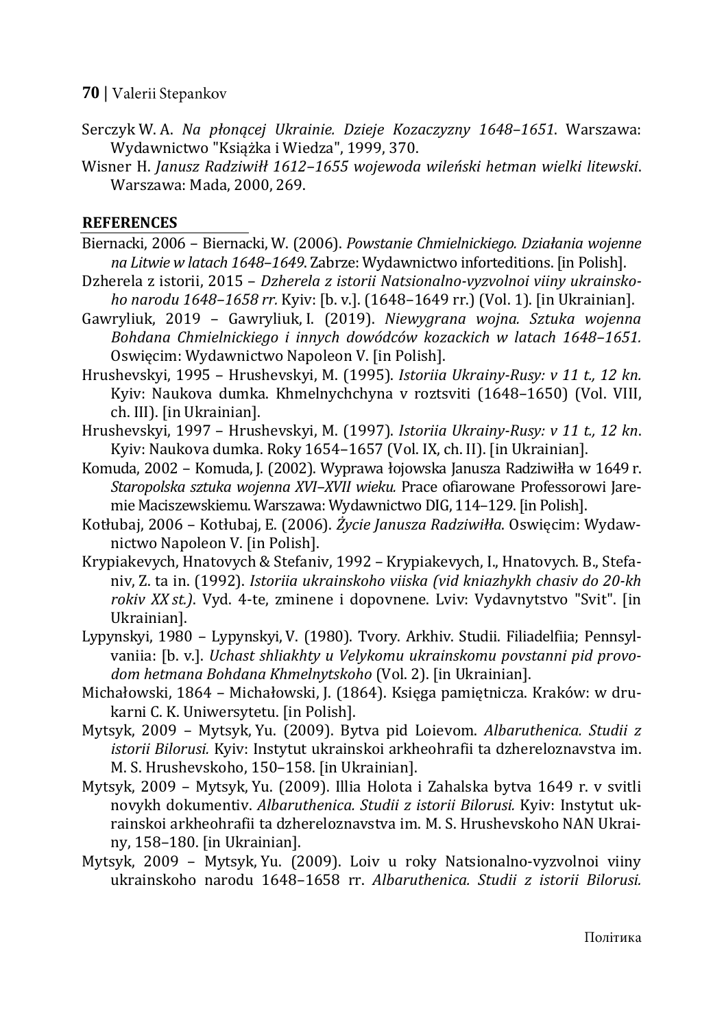Serczyk W. A. *Na płonącej Ukrainie. Dzieje Kozaczyzny 1648–1651*. Warszawa: Wydawnictwo "Książka i Wiedza", 1999, 370.

Wisner H. *Janusz Radziwiłł 1612–1655 wojewoda wileński hetman wielki litewski*. Warszawa: Mada, 2000, 269.

## REFERENCES

Biernacki, 2006 – Biernacki, W. (2006). *Powstanie Chmielnickiego. Działania wojenne na Litwie w latach 1648–1649*. Zabrze: Wydawnictwo inforteditions. [in Polish].

Dzherela z istorii, 2015 – *Dzherela z istorii Natsionalno-vyzvolnoi viiny ukrainskoho narodu 1648–1658 rr.* Kyiv: [b. v.]. (1648–1649 rr.) (Vol. 1). [in Ukrainian].

Gawryliuk, 2019 – Gawryliuk, I. (2019). *Niewygrana wojna. Sztuka wojenna Bohdana Chmielnickiego i innych dowódców kozackich w latach 1648–1651.* Oswięcim: Wydawnictwo Napoleon V. [in Polish].

Hrushevskyi, 1995 – Hrushevskyi, M. (1995). *Istoriia Ukrainy-Rusy: v 11 t., 12 kn.* Kyiv: Naukova dumka. Khmelnychchyna v roztsviti (1648–1650) (Vol. VIII, ch. III). [in Ukrainian].

Hrushevskyi, 1997 – Hrushevskyi, M. (1997). *Istoriia Ukrainy-Rusy: v 11 t., 12 kn*. Kyiv: Naukova dumka. Roky 1654–1657 (Vol. IX, ch. II). [in Ukrainian].

Komuda, 2002 – Komuda, J. (2002). Wyprawa łojowska Janusza Radziwiłła w 1649 r. *Staropolska sztuka wojenna XVI–XVII wieku.* Prace ofiarowane Professorowi Jaremie Maciszewskiemu. Warszawa: Wydawnictwo DIG, 114–129. [in Polish].

Kotłubaj, 2006 – Kotłubaj, E. (2006). *Życie Janusza Radziwiłła*. Oswięcim: Wydawnictwo Napoleon V. [in Polish].

Krypiakevych, Hnatovych & Stefaniv, 1992 – Krypiakevych, I., Hnatovych. B., Stefaniv, Z. ta in. (1992). *Istoriia ukrainskoho viiska (vid kniazhykh chasiv do 20-kh rokiv XX st.)*. Vyd. 4-te, zminene i dopovnene. Lviv: Vydavnytstvo "Svit". [in Ukrainian].

Lypynskyi, 1980 – Lypynskyi, V. (1980). Tvory. Arkhiv. Studii. Filiadelfiia; Pennsylvaniia: [b. v.]. *Uchast shliakhty u Velykomu ukrainskomu povstanni pid provodom hetmana Bohdana Khmelnytskoho* (Vol. 2). [in Ukrainian].

Michałowski, 1864 – Michałowski, J. (1864). Księga pamiętnicza. Kraków: w drukarni C. K. Uniwersytetu. [in Polish].

Mytsyk, 2009 – Mytsyk, Yu. (2009). Bytva pid Loievom. *Albaruthenica. Studii z istorii Bilorusi.* Kyiv: Instytut ukrainskoi arkheohrafii ta dzhereloznavstva im. M. S. Hrushevskoho, 150–158. [in Ukrainian].

Mytsyk, 2009 – Mytsyk, Yu. (2009). Illia Holota i Zahalska bytva 1649 r. v svitli novykh dokumentiv. *Albaruthenica. Studii z istorii Bilorusi.* Kyiv: Instytut ukrainskoi arkheohrafii ta dzhereloznavstva im. M. S. Hrushevskoho NAN Ukrainy, 158–180. [in Ukrainian].

Mytsyk, 2009 – Mytsyk, Yu. (2009). Loiv u roky Natsionalno-vyzvolnoi viiny ukrainskoho narodu 1648–1658 rr. *Albaruthenica. Studii z istorii Bilorusi.*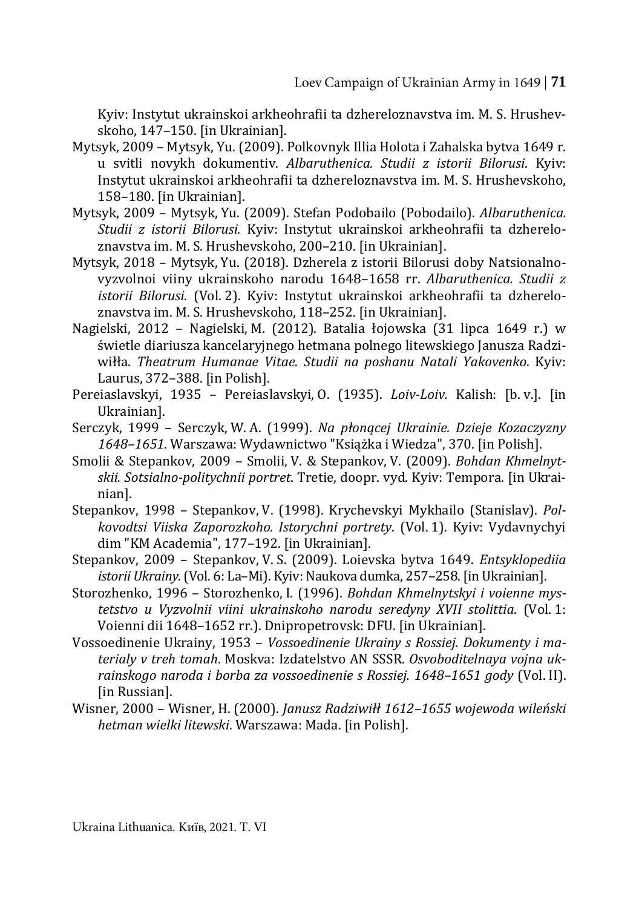Kyiv: Instytut ukrainskoi arkheohrafii ta dzhereloznavstva im. M. S. Hrushevskoho, 147–150. [in Ukrainian].

Mytsyk, 2009 – Mytsyk, Yu. (2009). Polkovnyk Illia Holota i Zahalska bytva 1649 r. u svitli novykh dokumentiv. *Albaruthenica. Studii z istorii Bilorusi*. Kyiv: Instytut ukrainskoi arkheohrafii ta dzhereloznavstva im. M. S. Hrushevskoho, 158–180. [in Ukrainian].

Mytsyk, 2009 – Mytsyk, Yu. (2009). Stefan Podobailo (Pobodailo). *Albaruthenica. Studii z istorii Bilorusi.* Kyiv: Instytut ukrainskoi arkheohrafii ta dzhereloznavstva im. M. S. Hrushevskoho, 200–210. [in Ukrainian].

Mytsyk, 2018 – Mytsyk, Yu. (2018). Dzherela z istorii Bilorusi doby Natsionalno-vyzvolnoi viiny ukrainskoho narodu 1648–1658 rr. *Albaruthenica. Studii z istorii Bilorusi.* (Vol. 2). Kyiv: Instytut ukrainskoi arkheohrafii ta dzhereloznavstva im. M. S. Hrushevskoho, 118–252. [in Ukrainian].

Nagielski, 2012 – Nagielski, M. (2012). Batalia łojowska (31 lipca 1649 r.) w świetle diariusza kancelaryjnego hetmana polnego litewskiego Janusza Radziwiłła. *Theatrum Humanae Vitae. Studii na poshanu Natali Yakovenko*. Kyiv: Laurus, 372–388. [in Polish].

Pereiaslavskyi, 1935 – Pereiaslavskyi, O. (1935). *Loiv-Loiv.* Kalish: [b. v.]. [in Ukrainian].

Serczyk, 1999 – Serczyk, W. A. (1999). *Na płonącej Ukrainie. Dzieje Kozaczyzny 1648–1651*. Warszawa: Wydawnictwo "Książka i Wiedza", 370. [in Polish].

Smolii & Stepankov, 2009 – Smolii, V. & Stepankov, V. (2009). *Bohdan Khmelnytskii. Sotsialno-politychnii portret*. Tretie, doopr. vyd. Kyiv: Tempora. [in Ukrainian].

Stepankov, 1998 – Stepankov, V. (1998). Krychevskyi Mykhailo (Stanislav). *Polkovodtsi Viiska Zaporozkoho. Istorychni portrety*. (Vol. 1). Kyiv: Vydavnychyi dim "KM Academia", 177–192. [in Ukrainian].

Stepankov, 2009 – Stepankov, V. S. (2009). Loievska bytva 1649. *Entsyklopediia istorii Ukrainy*. (Vol. 6: La–Mi). Kyiv: Naukova dumka, 257–258. [in Ukrainian].

Storozhenko, 1996 – Storozhenko, I. (1996). *Bohdan Khmelnytskyi i voienne mystetstvo u Vyzvolnii viini ukrainskoho narodu seredyny XVII stolittia*. (Vol. 1: Voienni dii 1648–1652 rr.). Dnipropetrovsk: DFU. [in Ukrainian].

Vossoedinenie Ukrainy, 1953 – *Vossoedinenie Ukrainy s Rossiej. Dokumenty i materialy v treh tomah*. Moskva: Izdatelstvo AN SSSR. *Osvoboditelnaya vojna ukrainskogo naroda i borba za vossoedinenie s Rossiej. 1648–1651 gody* (Vol. II). [in Russian].

Wisner, 2000 – Wisner, H. (2000). *Janusz Radziwiłł 1612–1655 wojewoda wileński hetman wielki litewski*. Warszawa: Mada. [in Polish].